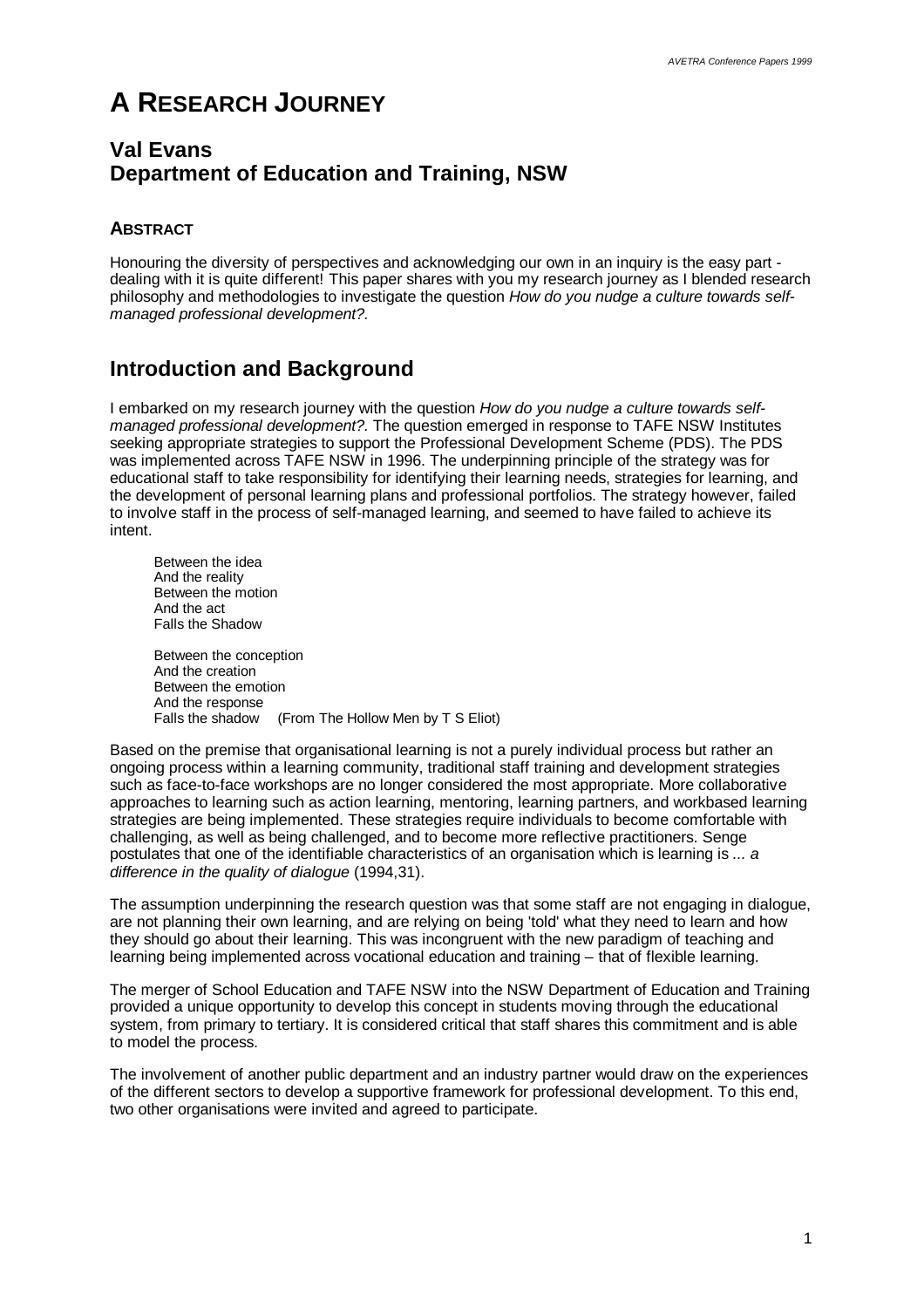# A RESEARCH JOURNEY

## Val Evans
## Department of Education and Training, NSW

### ABSTRACT

Honouring the diversity of perspectives and acknowledging our own in an inquiry is the easy part - dealing with it is quite different! This paper shares with you my research journey as I blended research philosophy and methodologies to investigate the question *How do you nudge a culture towards self-managed professional development?.*

## Introduction and Background

I embarked on my research journey with the question *How do you nudge a culture towards self-managed professional development?.* The question emerged in response to TAFE NSW Institutes seeking appropriate strategies to support the Professional Development Scheme (PDS). The PDS was implemented across TAFE NSW in 1996. The underpinning principle of the strategy was for educational staff to take responsibility for identifying their learning needs, strategies for learning, and the development of personal learning plans and professional portfolios. The strategy however, failed to involve staff in the process of self-managed learning, and seemed to have failed to achieve its intent.

> Between the idea
> And the reality
> Between the motion
> And the act
> Falls the Shadow
>
> Between the conception
> And the creation
> Between the emotion
> And the response
> Falls the shadow (From The Hollow Men by T S Eliot)

Based on the premise that organisational learning is not a purely individual process but rather an ongoing process within a learning community, traditional staff training and development strategies such as face-to-face workshops are no longer considered the most appropriate. More collaborative approaches to learning such as action learning, mentoring, learning partners, and workbased learning strategies are being implemented. These strategies require individuals to become comfortable with challenging, as well as being challenged, and to become more reflective practitioners. Senge postulates that one of the identifiable characteristics of an organisation which is learning is *... a difference in the quality of dialogue* (1994,31).

The assumption underpinning the research question was that some staff are not engaging in dialogue, are not planning their own learning, and are relying on being 'told' what they need to learn and how they should go about their learning. This was incongruent with the new paradigm of teaching and learning being implemented across vocational education and training – that of flexible learning.

The merger of School Education and TAFE NSW into the NSW Department of Education and Training provided a unique opportunity to develop this concept in students moving through the educational system, from primary to tertiary. It is considered critical that staff shares this commitment and is able to model the process.

The involvement of another public department and an industry partner would draw on the experiences of the different sectors to develop a supportive framework for professional development. To this end, two other organisations were invited and agreed to participate.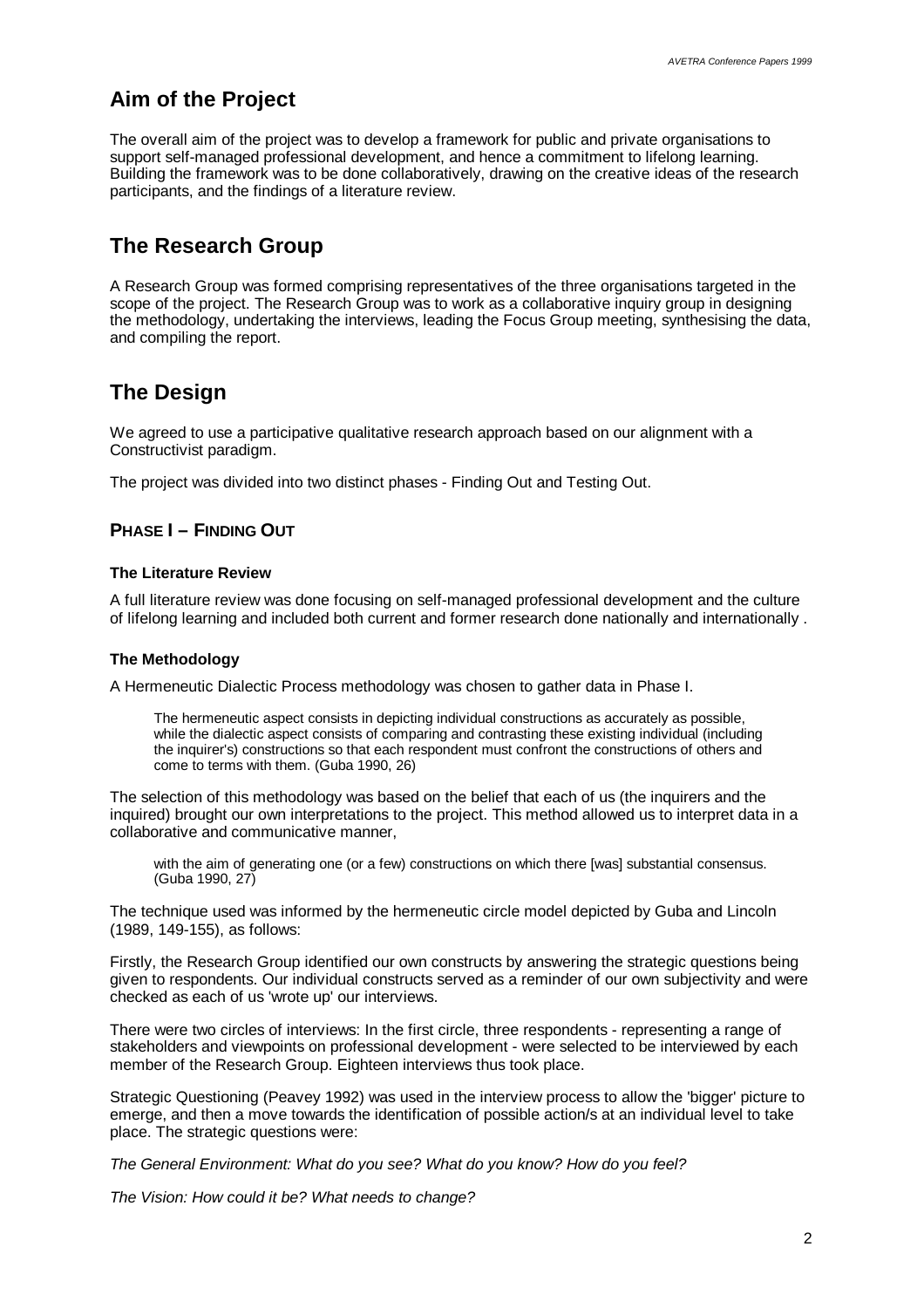## Aim of the Project

The overall aim of the project was to develop a framework for public and private organisations to support self-managed professional development, and hence a commitment to lifelong learning. Building the framework was to be done collaboratively, drawing on the creative ideas of the research participants, and the findings of a literature review.

## The Research Group

A Research Group was formed comprising representatives of the three organisations targeted in the scope of the project. The Research Group was to work as a collaborative inquiry group in designing the methodology, undertaking the interviews, leading the Focus Group meeting, synthesising the data, and compiling the report.

## The Design

We agreed to use a participative qualitative research approach based on our alignment with a Constructivist paradigm.

The project was divided into two distinct phases - Finding Out and Testing Out.

### PHASE I – FINDING OUT

#### The Literature Review

A full literature review was done focusing on self-managed professional development and the culture of lifelong learning and included both current and former research done nationally and internationally .

#### The Methodology

A Hermeneutic Dialectic Process methodology was chosen to gather data in Phase I.

> The hermeneutic aspect consists in depicting individual constructions as accurately as possible, while the dialectic aspect consists of comparing and contrasting these existing individual (including the inquirer's) constructions so that each respondent must confront the constructions of others and come to terms with them. (Guba 1990, 26)

The selection of this methodology was based on the belief that each of us (the inquirers and the inquired) brought our own interpretations to the project. This method allowed us to interpret data in a collaborative and communicative manner,

> with the aim of generating one (or a few) constructions on which there [was] substantial consensus. (Guba 1990, 27)

The technique used was informed by the hermeneutic circle model depicted by Guba and Lincoln (1989, 149-155), as follows:

Firstly, the Research Group identified our own constructs by answering the strategic questions being given to respondents. Our individual constructs served as a reminder of our own subjectivity and were checked as each of us 'wrote up' our interviews.

There were two circles of interviews: In the first circle, three respondents - representing a range of stakeholders and viewpoints on professional development - were selected to be interviewed by each member of the Research Group. Eighteen interviews thus took place.

Strategic Questioning (Peavey 1992) was used in the interview process to allow the 'bigger' picture to emerge, and then a move towards the identification of possible action/s at an individual level to take place. The strategic questions were:

*The General Environment: What do you see? What do you know? How do you feel?*

*The Vision: How could it be? What needs to change?*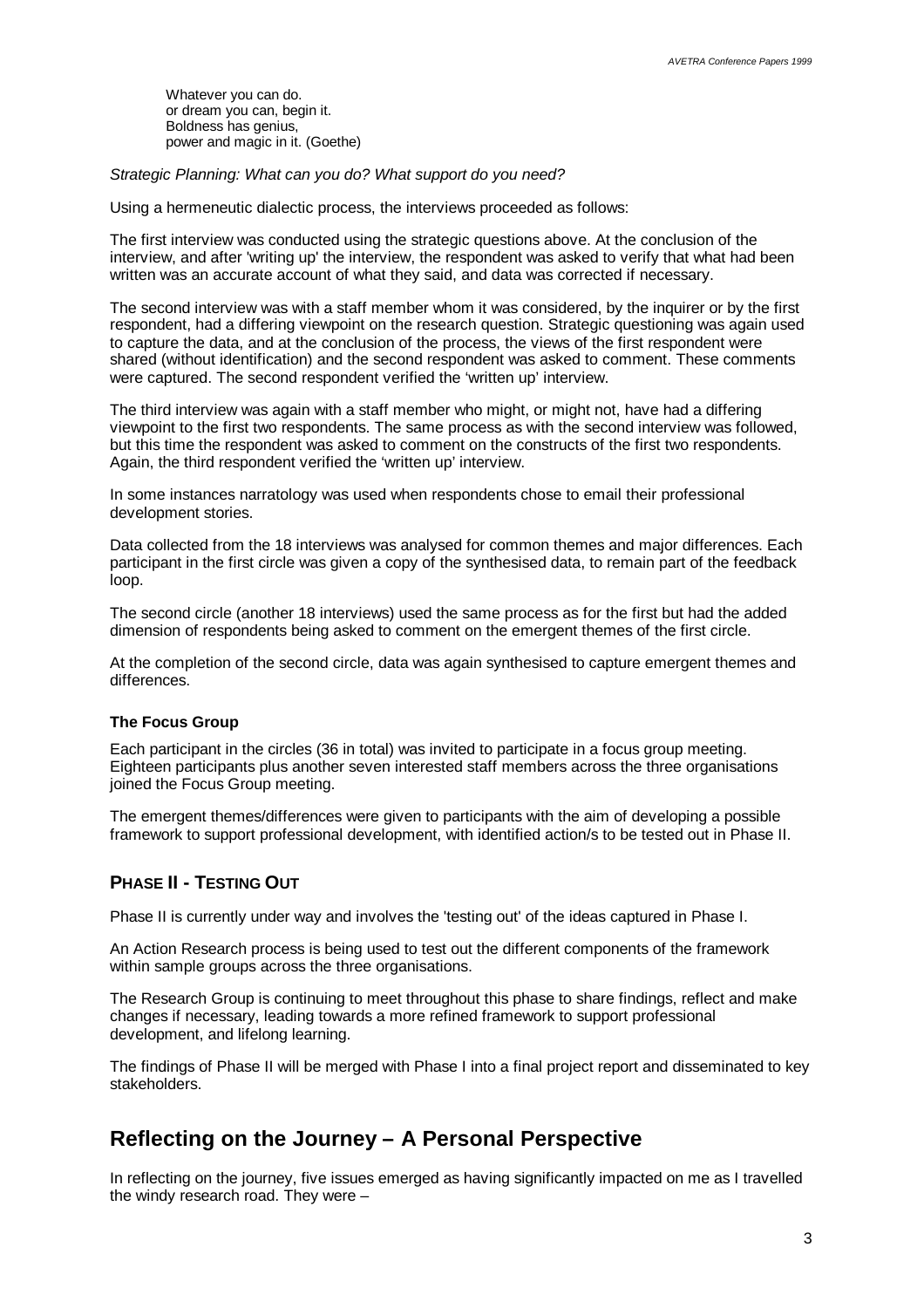> Whatever you can do.
> or dream you can, begin it.
> Boldness has genius,
> power and magic in it. (Goethe)

*Strategic Planning: What can you do? What support do you need?*

Using a hermeneutic dialectic process, the interviews proceeded as follows:

The first interview was conducted using the strategic questions above. At the conclusion of the interview, and after 'writing up' the interview, the respondent was asked to verify that what had been written was an accurate account of what they said, and data was corrected if necessary.

The second interview was with a staff member whom it was considered, by the inquirer or by the first respondent, had a differing viewpoint on the research question. Strategic questioning was again used to capture the data, and at the conclusion of the process, the views of the first respondent were shared (without identification) and the second respondent was asked to comment. These comments were captured. The second respondent verified the 'written up' interview.

The third interview was again with a staff member who might, or might not, have had a differing viewpoint to the first two respondents. The same process as with the second interview was followed, but this time the respondent was asked to comment on the constructs of the first two respondents. Again, the third respondent verified the 'written up' interview.

In some instances narratology was used when respondents chose to email their professional development stories.

Data collected from the 18 interviews was analysed for common themes and major differences. Each participant in the first circle was given a copy of the synthesised data, to remain part of the feedback loop.

The second circle (another 18 interviews) used the same process as for the first but had the added dimension of respondents being asked to comment on the emergent themes of the first circle.

At the completion of the second circle, data was again synthesised to capture emergent themes and differences.

#### The Focus Group

Each participant in the circles (36 in total) was invited to participate in a focus group meeting. Eighteen participants plus another seven interested staff members across the three organisations joined the Focus Group meeting.

The emergent themes/differences were given to participants with the aim of developing a possible framework to support professional development, with identified action/s to be tested out in Phase II.

### PHASE II - TESTING OUT

Phase II is currently under way and involves the 'testing out' of the ideas captured in Phase I.

An Action Research process is being used to test out the different components of the framework within sample groups across the three organisations.

The Research Group is continuing to meet throughout this phase to share findings, reflect and make changes if necessary, leading towards a more refined framework to support professional development, and lifelong learning.

The findings of Phase II will be merged with Phase I into a final project report and disseminated to key stakeholders.

## Reflecting on the Journey – A Personal Perspective

In reflecting on the journey, five issues emerged as having significantly impacted on me as I travelled the windy research road. They were –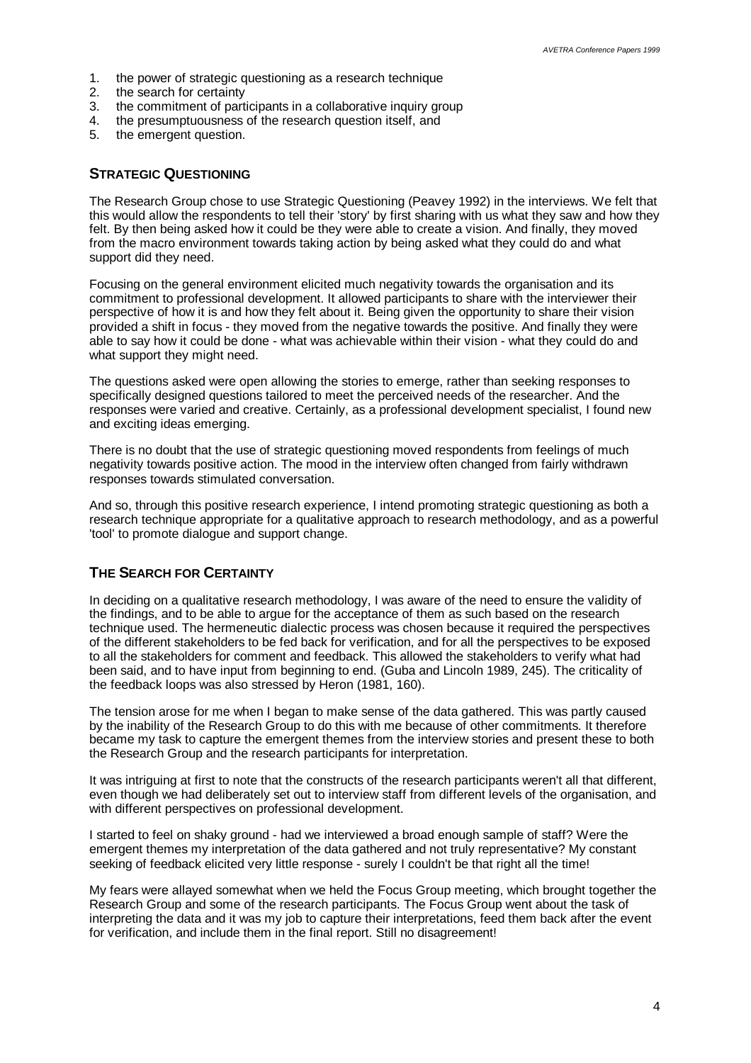1. the power of strategic questioning as a research technique
2. the search for certainty
3. the commitment of participants in a collaborative inquiry group
4. the presumptuousness of the research question itself, and
5. the emergent question.

## Strategic Questioning

The Research Group chose to use Strategic Questioning (Peavey 1992) in the interviews. We felt that this would allow the respondents to tell their 'story' by first sharing with us what they saw and how they felt. By then being asked how it could be they were able to create a vision. And finally, they moved from the macro environment towards taking action by being asked what they could do and what support did they need.

Focusing on the general environment elicited much negativity towards the organisation and its commitment to professional development. It allowed participants to share with the interviewer their perspective of how it is and how they felt about it. Being given the opportunity to share their vision provided a shift in focus - they moved from the negative towards the positive. And finally they were able to say how it could be done - what was achievable within their vision - what they could do and what support they might need.

The questions asked were open allowing the stories to emerge, rather than seeking responses to specifically designed questions tailored to meet the perceived needs of the researcher. And the responses were varied and creative. Certainly, as a professional development specialist, I found new and exciting ideas emerging.

There is no doubt that the use of strategic questioning moved respondents from feelings of much negativity towards positive action. The mood in the interview often changed from fairly withdrawn responses towards stimulated conversation.

And so, through this positive research experience, I intend promoting strategic questioning as both a research technique appropriate for a qualitative approach to research methodology, and as a powerful 'tool' to promote dialogue and support change.

## The Search for Certainty

In deciding on a qualitative research methodology, I was aware of the need to ensure the validity of the findings, and to be able to argue for the acceptance of them as such based on the research technique used. The hermeneutic dialectic process was chosen because it required the perspectives of the different stakeholders to be fed back for verification, and for all the perspectives to be exposed to all the stakeholders for comment and feedback. This allowed the stakeholders to verify what had been said, and to have input from beginning to end. (Guba and Lincoln 1989, 245). The criticality of the feedback loops was also stressed by Heron (1981, 160).

The tension arose for me when I began to make sense of the data gathered. This was partly caused by the inability of the Research Group to do this with me because of other commitments. It therefore became my task to capture the emergent themes from the interview stories and present these to both the Research Group and the research participants for interpretation.

It was intriguing at first to note that the constructs of the research participants weren't all that different, even though we had deliberately set out to interview staff from different levels of the organisation, and with different perspectives on professional development.

I started to feel on shaky ground - had we interviewed a broad enough sample of staff? Were the emergent themes my interpretation of the data gathered and not truly representative? My constant seeking of feedback elicited very little response - surely I couldn't be that right all the time!

My fears were allayed somewhat when we held the Focus Group meeting, which brought together the Research Group and some of the research participants. The Focus Group went about the task of interpreting the data and it was my job to capture their interpretations, feed them back after the event for verification, and include them in the final report. Still no disagreement!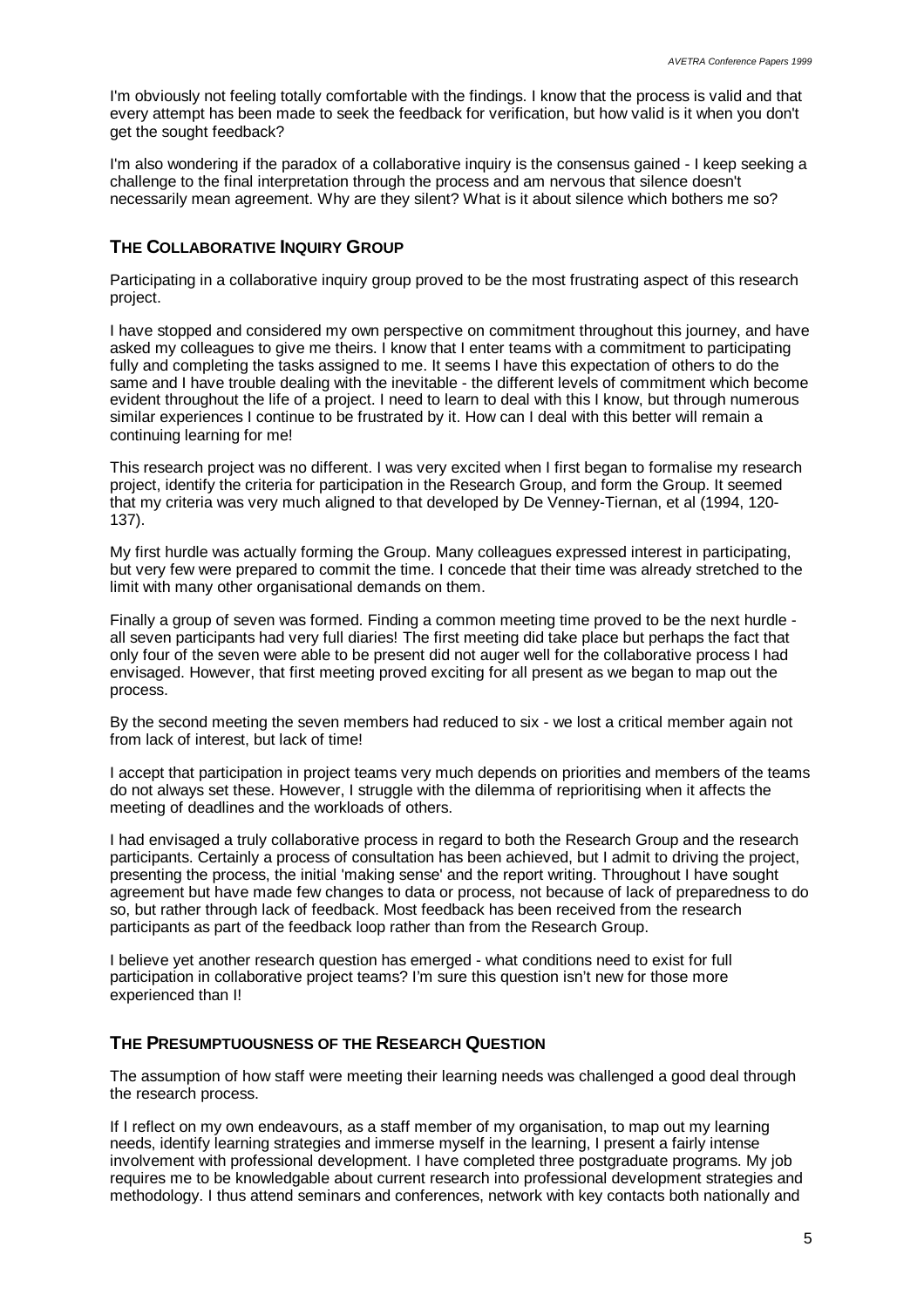I'm obviously not feeling totally comfortable with the findings. I know that the process is valid and that every attempt has been made to seek the feedback for verification, but how valid is it when you don't get the sought feedback?

I'm also wondering if the paradox of a collaborative inquiry is the consensus gained - I keep seeking a challenge to the final interpretation through the process and am nervous that silence doesn't necessarily mean agreement. Why are they silent? What is it about silence which bothers me so?

## The Collaborative Inquiry Group

Participating in a collaborative inquiry group proved to be the most frustrating aspect of this research project.

I have stopped and considered my own perspective on commitment throughout this journey, and have asked my colleagues to give me theirs. I know that I enter teams with a commitment to participating fully and completing the tasks assigned to me. It seems I have this expectation of others to do the same and I have trouble dealing with the inevitable - the different levels of commitment which become evident throughout the life of a project. I need to learn to deal with this I know, but through numerous similar experiences I continue to be frustrated by it. How can I deal with this better will remain a continuing learning for me!

This research project was no different. I was very excited when I first began to formalise my research project, identify the criteria for participation in the Research Group, and form the Group. It seemed that my criteria was very much aligned to that developed by De Venney-Tiernan, et al (1994, 120-137).

My first hurdle was actually forming the Group. Many colleagues expressed interest in participating, but very few were prepared to commit the time. I concede that their time was already stretched to the limit with many other organisational demands on them.

Finally a group of seven was formed. Finding a common meeting time proved to be the next hurdle - all seven participants had very full diaries! The first meeting did take place but perhaps the fact that only four of the seven were able to be present did not auger well for the collaborative process I had envisaged. However, that first meeting proved exciting for all present as we began to map out the process.

By the second meeting the seven members had reduced to six - we lost a critical member again not from lack of interest, but lack of time!

I accept that participation in project teams very much depends on priorities and members of the teams do not always set these. However, I struggle with the dilemma of reprioritising when it affects the meeting of deadlines and the workloads of others.

I had envisaged a truly collaborative process in regard to both the Research Group and the research participants. Certainly a process of consultation has been achieved, but I admit to driving the project, presenting the process, the initial 'making sense' and the report writing. Throughout I have sought agreement but have made few changes to data or process, not because of lack of preparedness to do so, but rather through lack of feedback. Most feedback has been received from the research participants as part of the feedback loop rather than from the Research Group.

I believe yet another research question has emerged - what conditions need to exist for full participation in collaborative project teams? I'm sure this question isn't new for those more experienced than I!

## The Presumptuousness of the Research Question

The assumption of how staff were meeting their learning needs was challenged a good deal through the research process.

If I reflect on my own endeavours, as a staff member of my organisation, to map out my learning needs, identify learning strategies and immerse myself in the learning, I present a fairly intense involvement with professional development. I have completed three postgraduate programs. My job requires me to be knowledgable about current research into professional development strategies and methodology. I thus attend seminars and conferences, network with key contacts both nationally and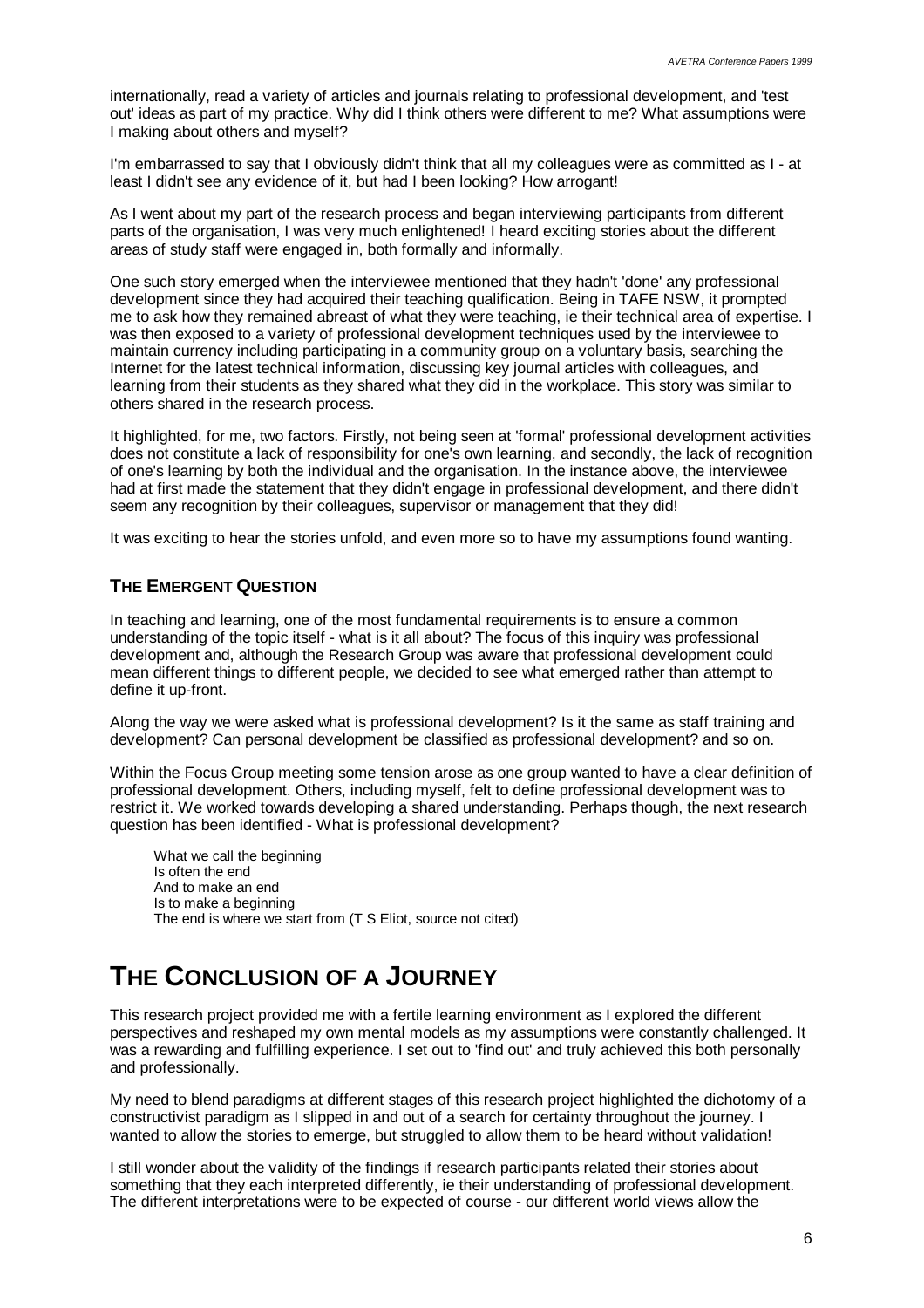internationally, read a variety of articles and journals relating to professional development, and 'test out' ideas as part of my practice. Why did I think others were different to me? What assumptions were I making about others and myself?

I'm embarrassed to say that I obviously didn't think that all my colleagues were as committed as I - at least I didn't see any evidence of it, but had I been looking? How arrogant!

As I went about my part of the research process and began interviewing participants from different parts of the organisation, I was very much enlightened! I heard exciting stories about the different areas of study staff were engaged in, both formally and informally.

One such story emerged when the interviewee mentioned that they hadn't 'done' any professional development since they had acquired their teaching qualification. Being in TAFE NSW, it prompted me to ask how they remained abreast of what they were teaching, ie their technical area of expertise. I was then exposed to a variety of professional development techniques used by the interviewee to maintain currency including participating in a community group on a voluntary basis, searching the Internet for the latest technical information, discussing key journal articles with colleagues, and learning from their students as they shared what they did in the workplace. This story was similar to others shared in the research process.

It highlighted, for me, two factors. Firstly, not being seen at 'formal' professional development activities does not constitute a lack of responsibility for one's own learning, and secondly, the lack of recognition of one's learning by both the individual and the organisation. In the instance above, the interviewee had at first made the statement that they didn't engage in professional development, and there didn't seem any recognition by their colleagues, supervisor or management that they did!

It was exciting to hear the stories unfold, and even more so to have my assumptions found wanting.

### The Emergent Question

In teaching and learning, one of the most fundamental requirements is to ensure a common understanding of the topic itself - what is it all about? The focus of this inquiry was professional development and, although the Research Group was aware that professional development could mean different things to different people, we decided to see what emerged rather than attempt to define it up-front.

Along the way we were asked what is professional development? Is it the same as staff training and development? Can personal development be classified as professional development? and so on.

Within the Focus Group meeting some tension arose as one group wanted to have a clear definition of professional development. Others, including myself, felt to define professional development was to restrict it. We worked towards developing a shared understanding. Perhaps though, the next research question has been identified - What is professional development?

> What we call the beginning
> Is often the end
> And to make an end
> Is to make a beginning
> The end is where we start from (T S Eliot, source not cited)

## The Conclusion of a Journey

This research project provided me with a fertile learning environment as I explored the different perspectives and reshaped my own mental models as my assumptions were constantly challenged. It was a rewarding and fulfilling experience. I set out to 'find out' and truly achieved this both personally and professionally.

My need to blend paradigms at different stages of this research project highlighted the dichotomy of a constructivist paradigm as I slipped in and out of a search for certainty throughout the journey. I wanted to allow the stories to emerge, but struggled to allow them to be heard without validation!

I still wonder about the validity of the findings if research participants related their stories about something that they each interpreted differently, ie their understanding of professional development. The different interpretations were to be expected of course - our different world views allow the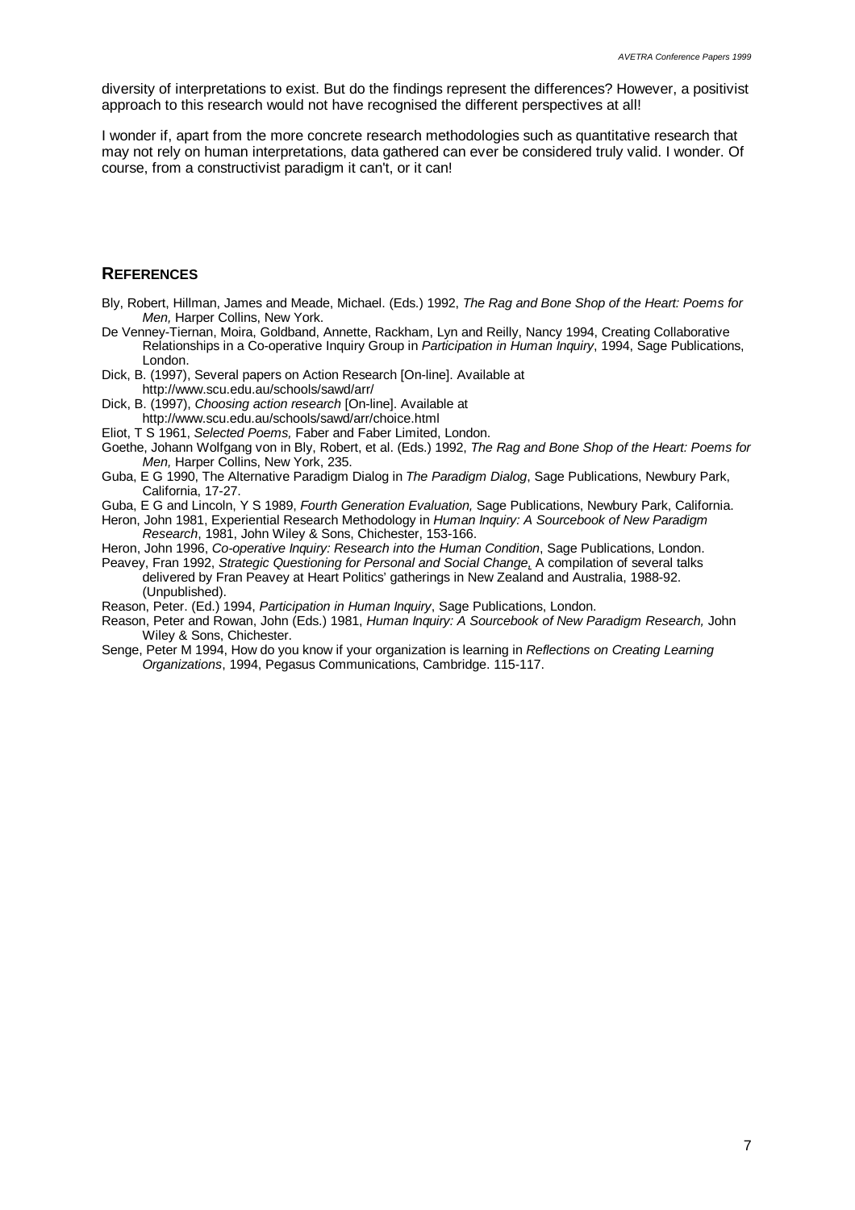diversity of interpretations to exist. But do the findings represent the differences? However, a positivist approach to this research would not have recognised the different perspectives at all!

I wonder if, apart from the more concrete research methodologies such as quantitative research that may not rely on human interpretations, data gathered can ever be considered truly valid. I wonder. Of course, from a constructivist paradigm it can't, or it can!

## REFERENCES

Bly, Robert, Hillman, James and Meade, Michael. (Eds.) 1992, *The Rag and Bone Shop of the Heart: Poems for Men,* Harper Collins, New York.

De Venney-Tiernan, Moira, Goldband, Annette, Rackham, Lyn and Reilly, Nancy 1994, Creating Collaborative Relationships in a Co-operative Inquiry Group in *Participation in Human Inquiry*, 1994, Sage Publications, London.

Dick, B. (1997), Several papers on Action Research [On-line]. Available at http://www.scu.edu.au/schools/sawd/arr/

Dick, B. (1997), *Choosing action research* [On-line]. Available at http://www.scu.edu.au/schools/sawd/arr/choice.html

Eliot, T S 1961, *Selected Poems,* Faber and Faber Limited, London.

Goethe, Johann Wolfgang von in Bly, Robert, et al. (Eds.) 1992, *The Rag and Bone Shop of the Heart: Poems for Men,* Harper Collins, New York, 235.

Guba, E G 1990, The Alternative Paradigm Dialog in *The Paradigm Dialog*, Sage Publications, Newbury Park, California, 17-27.

Guba, E G and Lincoln, Y S 1989, *Fourth Generation Evaluation,* Sage Publications, Newbury Park, California.

Heron, John 1981, Experiential Research Methodology in *Human Inquiry: A Sourcebook of New Paradigm Research*, 1981, John Wiley & Sons, Chichester, 153-166.

Heron, John 1996, *Co-operative Inquiry: Research into the Human Condition*, Sage Publications, London.

Peavey, Fran 1992, *Strategic Questioning for Personal and Social Change*, A compilation of several talks delivered by Fran Peavey at Heart Politics' gatherings in New Zealand and Australia, 1988-92. (Unpublished).

Reason, Peter. (Ed.) 1994, *Participation in Human Inquiry*, Sage Publications, London.

Reason, Peter and Rowan, John (Eds.) 1981, *Human Inquiry: A Sourcebook of New Paradigm Research,* John Wiley & Sons, Chichester.

Senge, Peter M 1994, How do you know if your organization is learning in *Reflections on Creating Learning Organizations*, 1994, Pegasus Communications, Cambridge. 115-117.